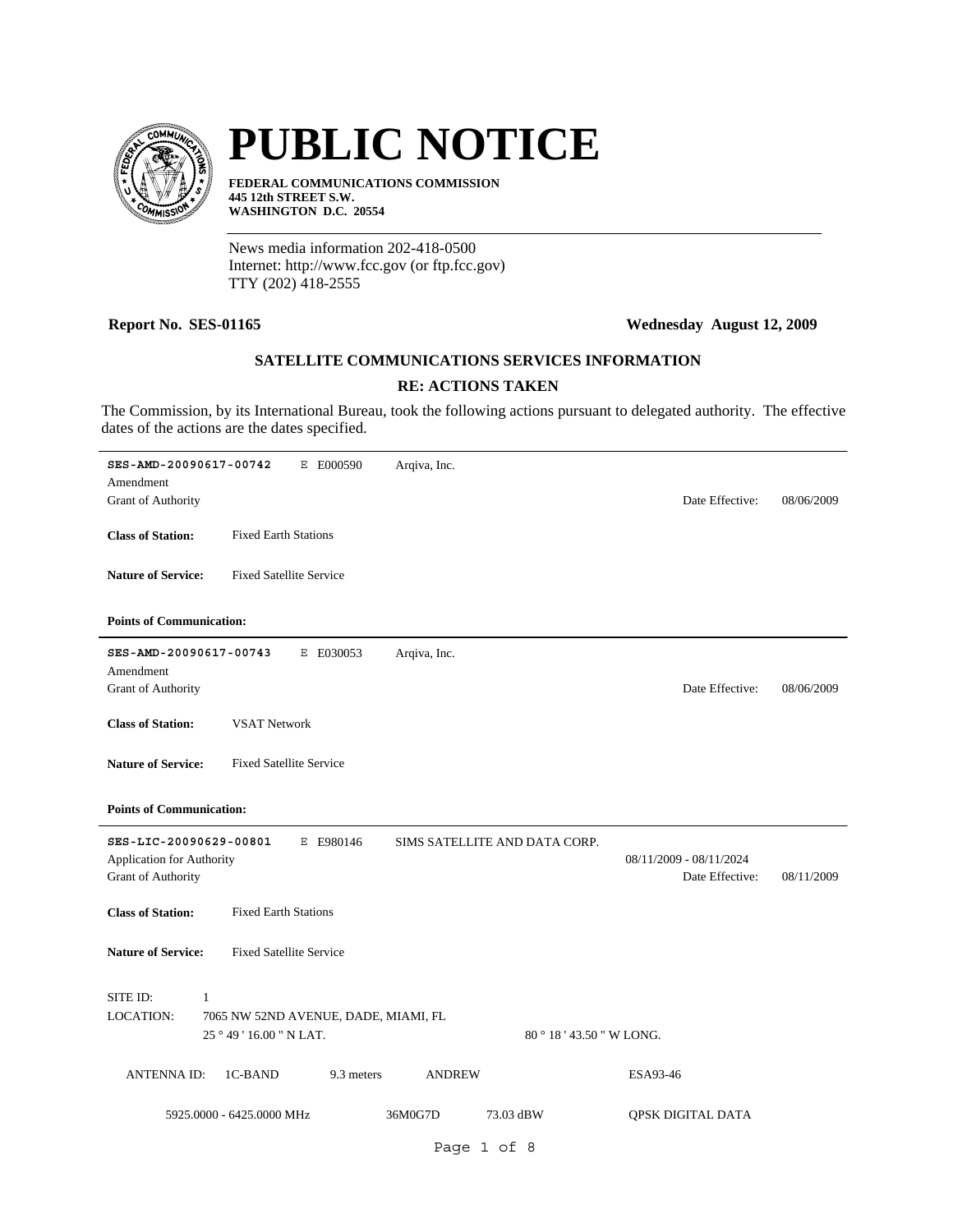# PUBLIC NOTICE

**FEDERAL COMMUNICATIONS COMMISSION**
**445 12th STREET S.W.**
**WASHINGTON D.C. 20554**

News media information 202-418-0500
Internet: http://www.fcc.gov (or ftp.fcc.gov)
TTY (202) 418-2555

**Report No. SES-01165** **Wednesday August 12, 2009**

## SATELLITE COMMUNICATIONS SERVICES INFORMATION

### RE: ACTIONS TAKEN

The Commission, by its International Bureau, took the following actions pursuant to delegated authority. The effective dates of the actions are the dates specified.

---

**SES-AMD-20090617-00742** E E000590 Arqiva, Inc.
Amendment
Grant of Authority Date Effective: 08/06/2009

**Class of Station:** Fixed Earth Stations

**Nature of Service:** Fixed Satellite Service

**Points of Communication:**

---

**SES-AMD-20090617-00743** E E030053 Arqiva, Inc.
Amendment
Grant of Authority Date Effective: 08/06/2009

**Class of Station:** VSAT Network

**Nature of Service:** Fixed Satellite Service

**Points of Communication:**

---

**SES-LIC-20090629-00801** E E980146 SIMS SATELLITE AND DATA CORP.
Application for Authority 08/11/2009 - 08/11/2024
Grant of Authority Date Effective: 08/11/2009

**Class of Station:** Fixed Earth Stations

**Nature of Service:** Fixed Satellite Service

SITE ID: 1
LOCATION: 7065 NW 52ND AVENUE, DADE, MIAMI, FL
25 ° 49 ' 16.00 " N LAT. 80 ° 18 ' 43.50 " W LONG.

ANTENNA ID: 1C-BAND 9.3 meters ANDREW ESA93-46

5925.0000 - 6425.0000 MHz 36M0G7D 73.03 dBW QPSK DIGITAL DATA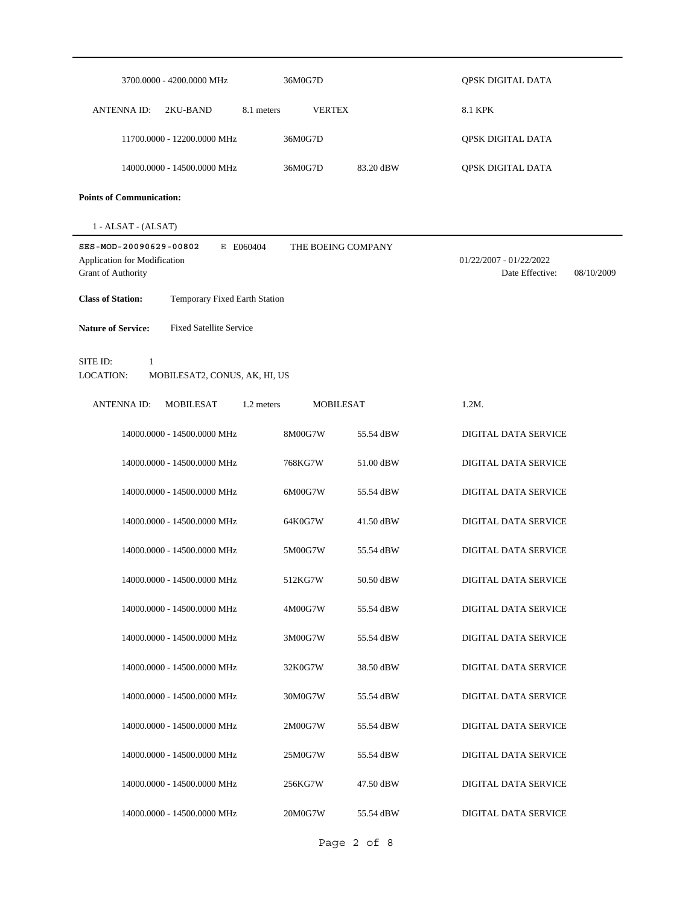| | | | |
|---|---|---|---|
| 3700.0000 - 4200.0000 MHz | 36M0G7D | | QPSK DIGITAL DATA |

ANTENNA ID: 2KU-BAND 8.1 meters VERTEX 8.1 KPK

| | | | |
|---|---|---|---|
| 11700.0000 - 12200.0000 MHz | 36M0G7D | | QPSK DIGITAL DATA |
| 14000.0000 - 14500.0000 MHz | 36M0G7D | 83.20 dBW | QPSK DIGITAL DATA |

**Points of Communication:**

1 - ALSAT - (ALSAT)

---

**SES-MOD-20090629-00802** E E060404 THE BOEING COMPANY

Application for Modification 01/22/2007 - 01/22/2022

Grant of Authority Date Effective: 08/10/2009

**Class of Station:** Temporary Fixed Earth Station

**Nature of Service:** Fixed Satellite Service

SITE ID: 1

LOCATION: MOBILESAT2, CONUS, AK, HI, US

ANTENNA ID: MOBILESAT 1.2 meters MOBILESAT 1.2M.

| | | | |
|---|---|---|---|
| 14000.0000 - 14500.0000 MHz | 8M00G7W | 55.54 dBW | DIGITAL DATA SERVICE |
| 14000.0000 - 14500.0000 MHz | 768KG7W | 51.00 dBW | DIGITAL DATA SERVICE |
| 14000.0000 - 14500.0000 MHz | 6M00G7W | 55.54 dBW | DIGITAL DATA SERVICE |
| 14000.0000 - 14500.0000 MHz | 64K0G7W | 41.50 dBW | DIGITAL DATA SERVICE |
| 14000.0000 - 14500.0000 MHz | 5M00G7W | 55.54 dBW | DIGITAL DATA SERVICE |
| 14000.0000 - 14500.0000 MHz | 512KG7W | 50.50 dBW | DIGITAL DATA SERVICE |
| 14000.0000 - 14500.0000 MHz | 4M00G7W | 55.54 dBW | DIGITAL DATA SERVICE |
| 14000.0000 - 14500.0000 MHz | 3M00G7W | 55.54 dBW | DIGITAL DATA SERVICE |
| 14000.0000 - 14500.0000 MHz | 32K0G7W | 38.50 dBW | DIGITAL DATA SERVICE |
| 14000.0000 - 14500.0000 MHz | 30M0G7W | 55.54 dBW | DIGITAL DATA SERVICE |
| 14000.0000 - 14500.0000 MHz | 2M00G7W | 55.54 dBW | DIGITAL DATA SERVICE |
| 14000.0000 - 14500.0000 MHz | 25M0G7W | 55.54 dBW | DIGITAL DATA SERVICE |
| 14000.0000 - 14500.0000 MHz | 256KG7W | 47.50 dBW | DIGITAL DATA SERVICE |
| 14000.0000 - 14500.0000 MHz | 20M0G7W | 55.54 dBW | DIGITAL DATA SERVICE |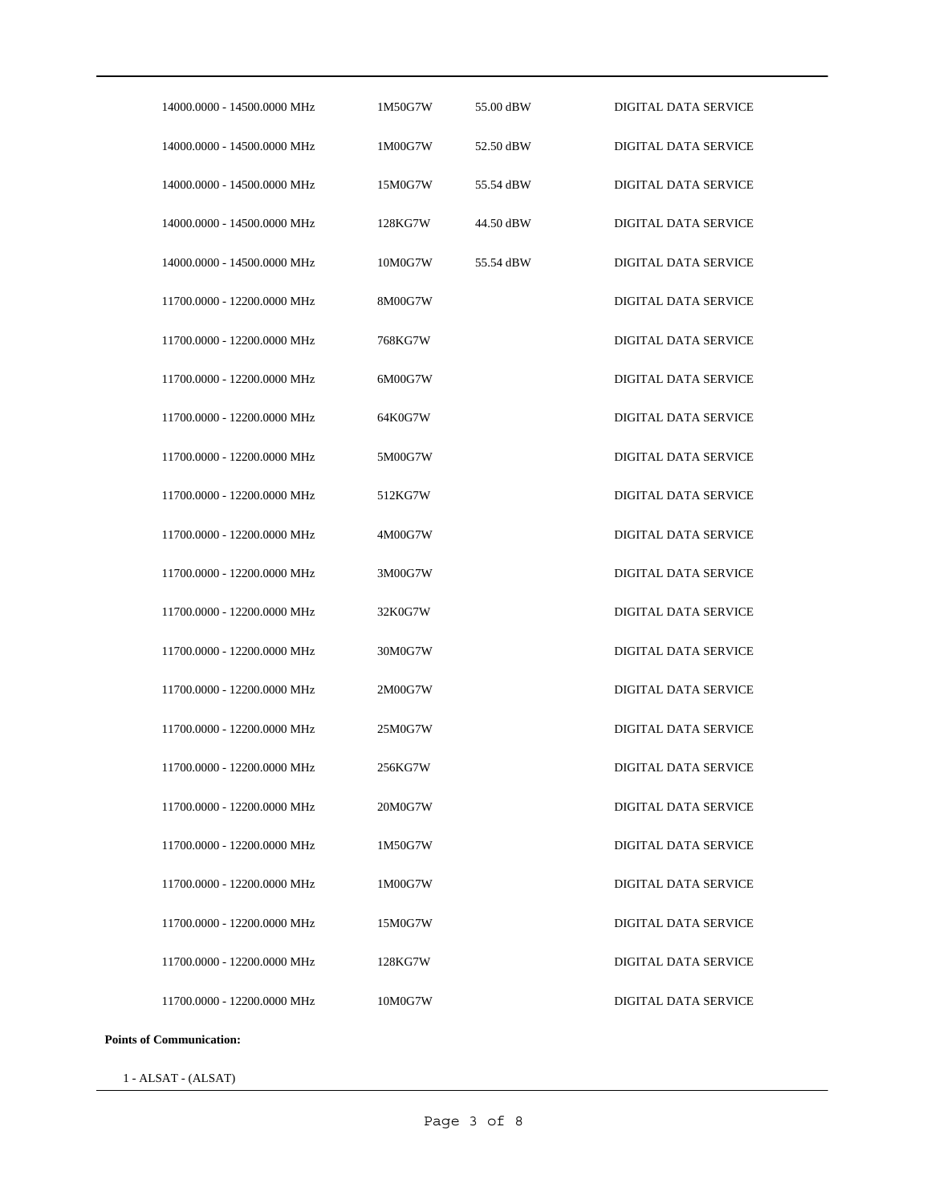| | | | |
|---|---|---|---|
| 14000.0000 - 14500.0000 MHz | 1M50G7W | 55.00 dBW | DIGITAL DATA SERVICE |
| 14000.0000 - 14500.0000 MHz | 1M00G7W | 52.50 dBW | DIGITAL DATA SERVICE |
| 14000.0000 - 14500.0000 MHz | 15M0G7W | 55.54 dBW | DIGITAL DATA SERVICE |
| 14000.0000 - 14500.0000 MHz | 128KG7W | 44.50 dBW | DIGITAL DATA SERVICE |
| 14000.0000 - 14500.0000 MHz | 10M0G7W | 55.54 dBW | DIGITAL DATA SERVICE |
| 11700.0000 - 12200.0000 MHz | 8M00G7W | | DIGITAL DATA SERVICE |
| 11700.0000 - 12200.0000 MHz | 768KG7W | | DIGITAL DATA SERVICE |
| 11700.0000 - 12200.0000 MHz | 6M00G7W | | DIGITAL DATA SERVICE |
| 11700.0000 - 12200.0000 MHz | 64K0G7W | | DIGITAL DATA SERVICE |
| 11700.0000 - 12200.0000 MHz | 5M00G7W | | DIGITAL DATA SERVICE |
| 11700.0000 - 12200.0000 MHz | 512KG7W | | DIGITAL DATA SERVICE |
| 11700.0000 - 12200.0000 MHz | 4M00G7W | | DIGITAL DATA SERVICE |
| 11700.0000 - 12200.0000 MHz | 3M00G7W | | DIGITAL DATA SERVICE |
| 11700.0000 - 12200.0000 MHz | 32K0G7W | | DIGITAL DATA SERVICE |
| 11700.0000 - 12200.0000 MHz | 30M0G7W | | DIGITAL DATA SERVICE |
| 11700.0000 - 12200.0000 MHz | 2M00G7W | | DIGITAL DATA SERVICE |
| 11700.0000 - 12200.0000 MHz | 25M0G7W | | DIGITAL DATA SERVICE |
| 11700.0000 - 12200.0000 MHz | 256KG7W | | DIGITAL DATA SERVICE |
| 11700.0000 - 12200.0000 MHz | 20M0G7W | | DIGITAL DATA SERVICE |
| 11700.0000 - 12200.0000 MHz | 1M50G7W | | DIGITAL DATA SERVICE |
| 11700.0000 - 12200.0000 MHz | 1M00G7W | | DIGITAL DATA SERVICE |
| 11700.0000 - 12200.0000 MHz | 15M0G7W | | DIGITAL DATA SERVICE |
| 11700.0000 - 12200.0000 MHz | 128KG7W | | DIGITAL DATA SERVICE |
| 11700.0000 - 12200.0000 MHz | 10M0G7W | | DIGITAL DATA SERVICE |

**Points of Communication:**

1 - ALSAT - (ALSAT)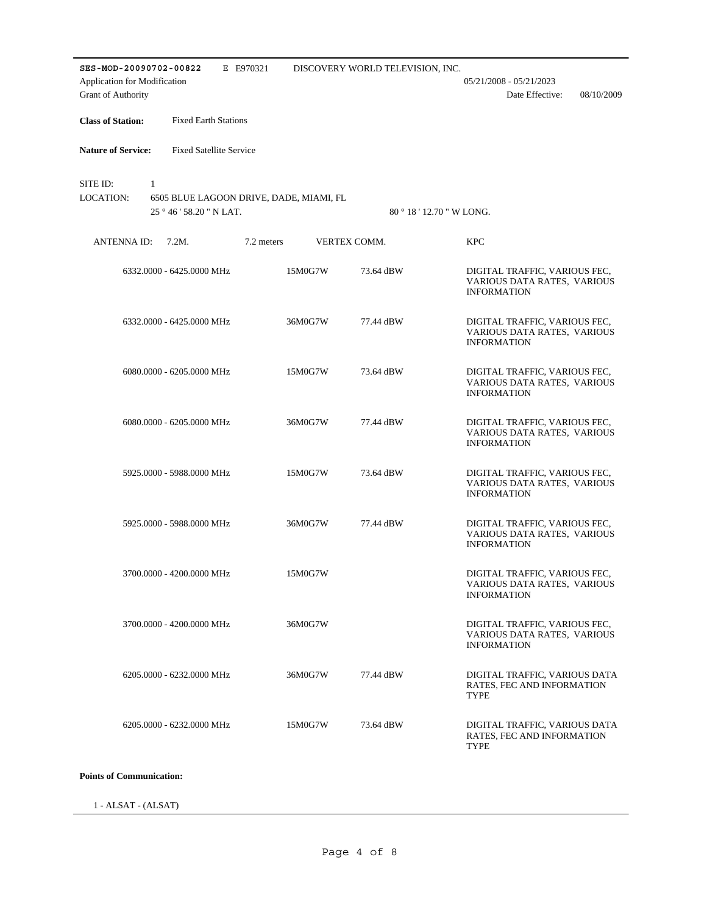**SES-MOD-20090702-00822** E E970321 DISCOVERY WORLD TELEVISION, INC.

Application for Modification 05/21/2008 - 05/21/2023

Grant of Authority Date Effective: 08/10/2009

**Class of Station:** Fixed Earth Stations

**Nature of Service:** Fixed Satellite Service

SITE ID: 1

LOCATION: 6505 BLUE LAGOON DRIVE, DADE, MIAMI, FL

25 ° 46 ' 58.20 " N LAT. 80 ° 18 ' 12.70 " W LONG.

ANTENNA ID: 7.2M. 7.2 meters VERTEX COMM. KPC

| Frequency | Emission | Power | Description |
|---|---|---|---|
| 6332.0000 - 6425.0000 MHz | 15M0G7W | 73.64 dBW | DIGITAL TRAFFIC, VARIOUS FEC, VARIOUS DATA RATES, VARIOUS INFORMATION |
| 6332.0000 - 6425.0000 MHz | 36M0G7W | 77.44 dBW | DIGITAL TRAFFIC, VARIOUS FEC, VARIOUS DATA RATES, VARIOUS INFORMATION |
| 6080.0000 - 6205.0000 MHz | 15M0G7W | 73.64 dBW | DIGITAL TRAFFIC, VARIOUS FEC, VARIOUS DATA RATES, VARIOUS INFORMATION |
| 6080.0000 - 6205.0000 MHz | 36M0G7W | 77.44 dBW | DIGITAL TRAFFIC, VARIOUS FEC, VARIOUS DATA RATES, VARIOUS INFORMATION |
| 5925.0000 - 5988.0000 MHz | 15M0G7W | 73.64 dBW | DIGITAL TRAFFIC, VARIOUS FEC, VARIOUS DATA RATES, VARIOUS INFORMATION |
| 5925.0000 - 5988.0000 MHz | 36M0G7W | 77.44 dBW | DIGITAL TRAFFIC, VARIOUS FEC, VARIOUS DATA RATES, VARIOUS INFORMATION |
| 3700.0000 - 4200.0000 MHz | 15M0G7W | | DIGITAL TRAFFIC, VARIOUS FEC, VARIOUS DATA RATES, VARIOUS INFORMATION |
| 3700.0000 - 4200.0000 MHz | 36M0G7W | | DIGITAL TRAFFIC, VARIOUS FEC, VARIOUS DATA RATES, VARIOUS INFORMATION |
| 6205.0000 - 6232.0000 MHz | 36M0G7W | 77.44 dBW | DIGITAL TRAFFIC, VARIOUS DATA RATES, FEC AND INFORMATION TYPE |
| 6205.0000 - 6232.0000 MHz | 15M0G7W | 73.64 dBW | DIGITAL TRAFFIC, VARIOUS DATA RATES, FEC AND INFORMATION TYPE |

**Points of Communication:**

1 - ALSAT - (ALSAT)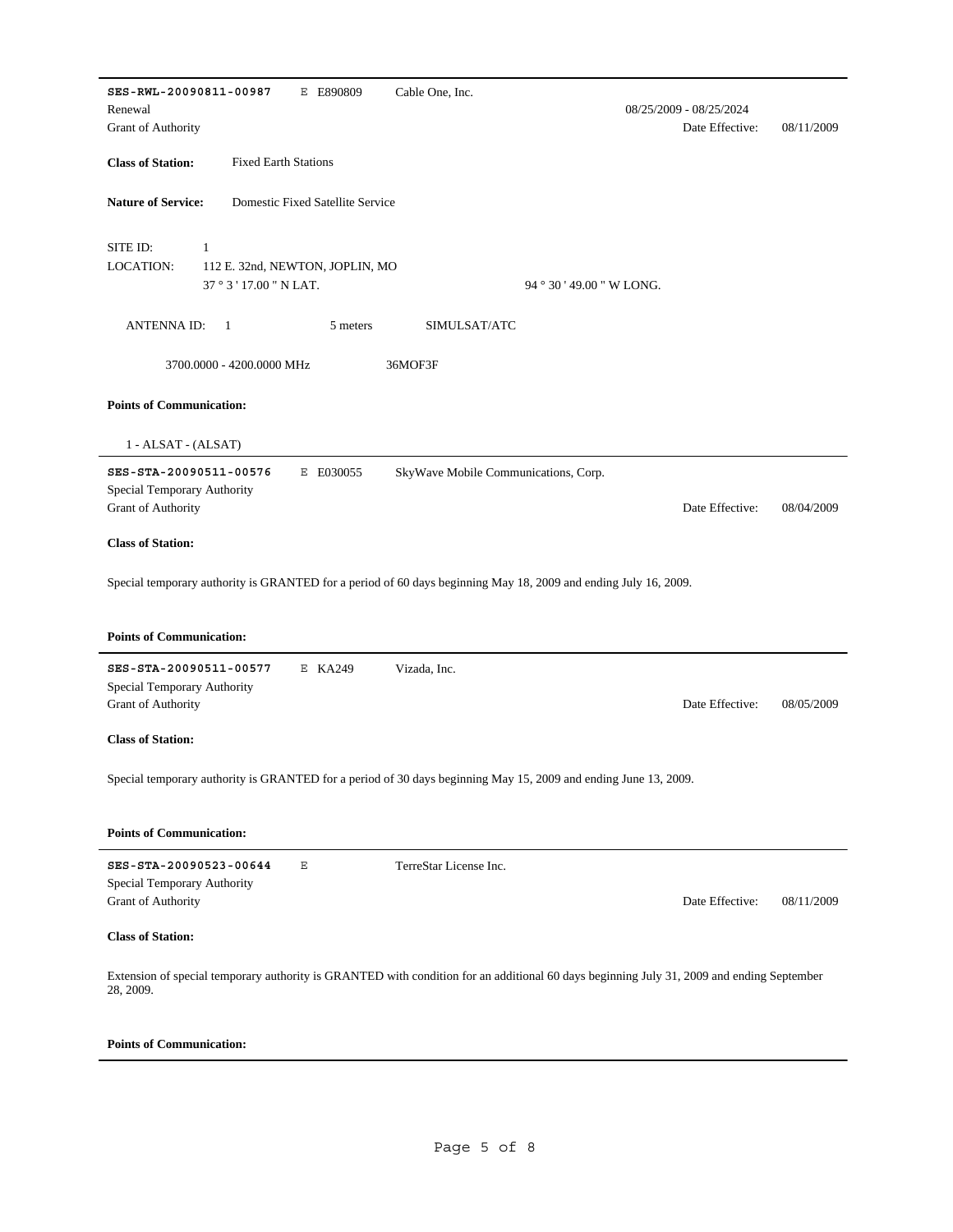**SES-RWL-20090811-00987** E E890809 Cable One, Inc.

Renewal 08/25/2009 - 08/25/2024

Grant of Authority Date Effective: 08/11/2009

**Class of Station:** Fixed Earth Stations

**Nature of Service:** Domestic Fixed Satellite Service

SITE ID: 1

LOCATION: 112 E. 32nd, NEWTON, JOPLIN, MO

37 ° 3 ' 17.00 " N LAT. 94 ° 30 ' 49.00 " W LONG.

ANTENNA ID: 1 5 meters SIMULSAT/ATC

3700.0000 - 4200.0000 MHz 36MOF3F

**Points of Communication:**

1 - ALSAT - (ALSAT)

---

**SES-STA-20090511-00576** E E030055 SkyWave Mobile Communications, Corp.

Special Temporary Authority

Grant of Authority Date Effective: 08/04/2009

**Class of Station:**

Special temporary authority is GRANTED for a period of 60 days beginning May 18, 2009 and ending July 16, 2009.

**Points of Communication:**

---

**SES-STA-20090511-00577** E KA249 Vizada, Inc.

Special Temporary Authority

Grant of Authority Date Effective: 08/05/2009

**Class of Station:**

Special temporary authority is GRANTED for a period of 30 days beginning May 15, 2009 and ending June 13, 2009.

**Points of Communication:**

---

**SES-STA-20090523-00644** E TerreStar License Inc.

Special Temporary Authority

Grant of Authority Date Effective: 08/11/2009

**Class of Station:**

Extension of special temporary authority is GRANTED with condition for an additional 60 days beginning July 31, 2009 and ending September 28, 2009.

**Points of Communication:**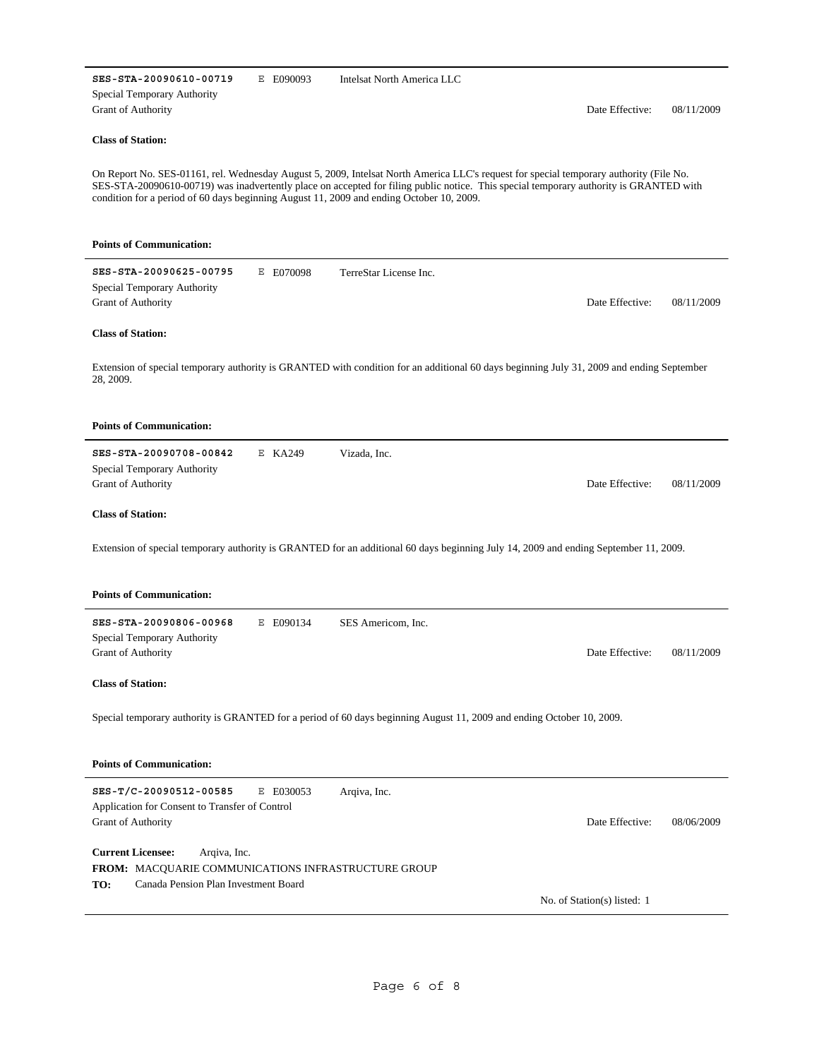**SES-STA-20090610-00719** E E090093 Intelsat North America LLC

Special Temporary Authority

Grant of Authority Date Effective: 08/11/2009

**Class of Station:**

On Report No. SES-01161, rel. Wednesday August 5, 2009, Intelsat North America LLC's request for special temporary authority (File No. SES-STA-20090610-00719) was inadvertently place on accepted for filing public notice. This special temporary authority is GRANTED with condition for a period of 60 days beginning August 11, 2009 and ending October 10, 2009.

**Points of Communication:**

---

**SES-STA-20090625-00795** E E070098 TerreStar License Inc.

Special Temporary Authority

Grant of Authority Date Effective: 08/11/2009

**Class of Station:**

Extension of special temporary authority is GRANTED with condition for an additional 60 days beginning July 31, 2009 and ending September 28, 2009.

**Points of Communication:**

---

**SES-STA-20090708-00842** E KA249 Vizada, Inc.

Special Temporary Authority

Grant of Authority Date Effective: 08/11/2009

**Class of Station:**

Extension of special temporary authority is GRANTED for an additional 60 days beginning July 14, 2009 and ending September 11, 2009.

**Points of Communication:**

---

**SES-STA-20090806-00968** E E090134 SES Americom, Inc.

Special Temporary Authority

Grant of Authority Date Effective: 08/11/2009

**Class of Station:**

Special temporary authority is GRANTED for a period of 60 days beginning August 11, 2009 and ending October 10, 2009.

**Points of Communication:**

---

**SES-T/C-20090512-00585** E E030053 Arqiva, Inc.

Application for Consent to Transfer of Control

Grant of Authority Date Effective: 08/06/2009

**Current Licensee:** Arqiva, Inc.

**FROM:** MACQUARIE COMMUNICATIONS INFRASTRUCTURE GROUP

**TO:** Canada Pension Plan Investment Board

No. of Station(s) listed: 1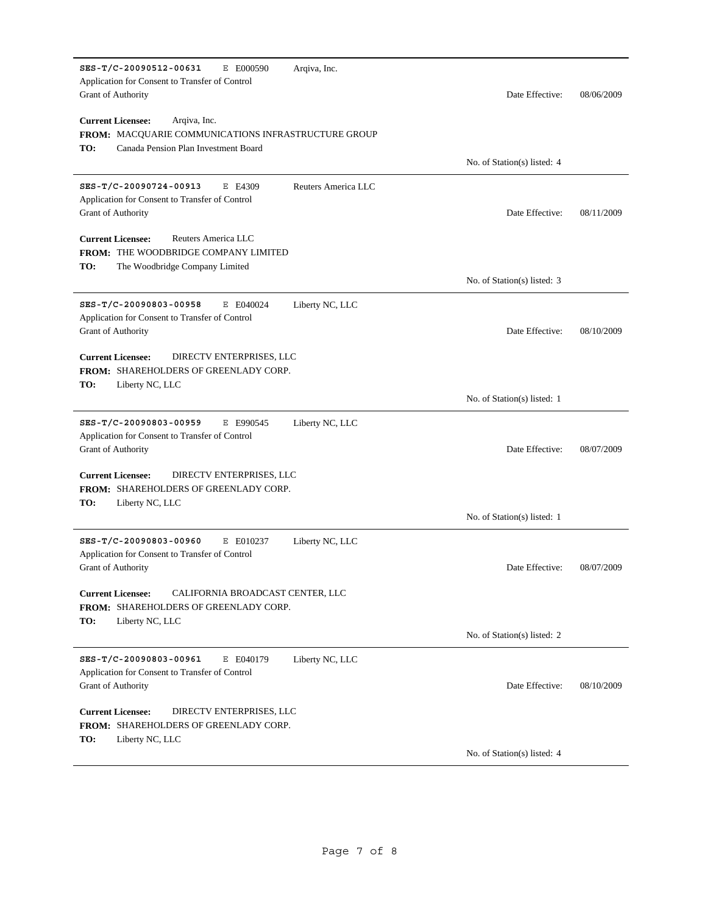**SES-T/C-20090512-00631** E E000590 Arqiva, Inc.
Application for Consent to Transfer of Control
Grant of Authority — Date Effective: 08/06/2009

**Current Licensee:** Arqiva, Inc.
**FROM:** MACQUARIE COMMUNICATIONS INFRASTRUCTURE GROUP
**TO:** Canada Pension Plan Investment Board

No. of Station(s) listed: 4

---

**SES-T/C-20090724-00913** E E4309 Reuters America LLC
Application for Consent to Transfer of Control
Grant of Authority — Date Effective: 08/11/2009

**Current Licensee:** Reuters America LLC
**FROM:** THE WOODBRIDGE COMPANY LIMITED
**TO:** The Woodbridge Company Limited

No. of Station(s) listed: 3

---

**SES-T/C-20090803-00958** E E040024 Liberty NC, LLC
Application for Consent to Transfer of Control
Grant of Authority — Date Effective: 08/10/2009

**Current Licensee:** DIRECTV ENTERPRISES, LLC
**FROM:** SHAREHOLDERS OF GREENLADY CORP.
**TO:** Liberty NC, LLC

No. of Station(s) listed: 1

---

**SES-T/C-20090803-00959** E E990545 Liberty NC, LLC
Application for Consent to Transfer of Control
Grant of Authority — Date Effective: 08/07/2009

**Current Licensee:** DIRECTV ENTERPRISES, LLC
**FROM:** SHAREHOLDERS OF GREENLADY CORP.
**TO:** Liberty NC, LLC

No. of Station(s) listed: 1

---

**SES-T/C-20090803-00960** E E010237 Liberty NC, LLC
Application for Consent to Transfer of Control
Grant of Authority — Date Effective: 08/07/2009

**Current Licensee:** CALIFORNIA BROADCAST CENTER, LLC
**FROM:** SHAREHOLDERS OF GREENLADY CORP.
**TO:** Liberty NC, LLC

No. of Station(s) listed: 2

---

**SES-T/C-20090803-00961** E E040179 Liberty NC, LLC
Application for Consent to Transfer of Control
Grant of Authority — Date Effective: 08/10/2009

**Current Licensee:** DIRECTV ENTERPRISES, LLC
**FROM:** SHAREHOLDERS OF GREENLADY CORP.
**TO:** Liberty NC, LLC

No. of Station(s) listed: 4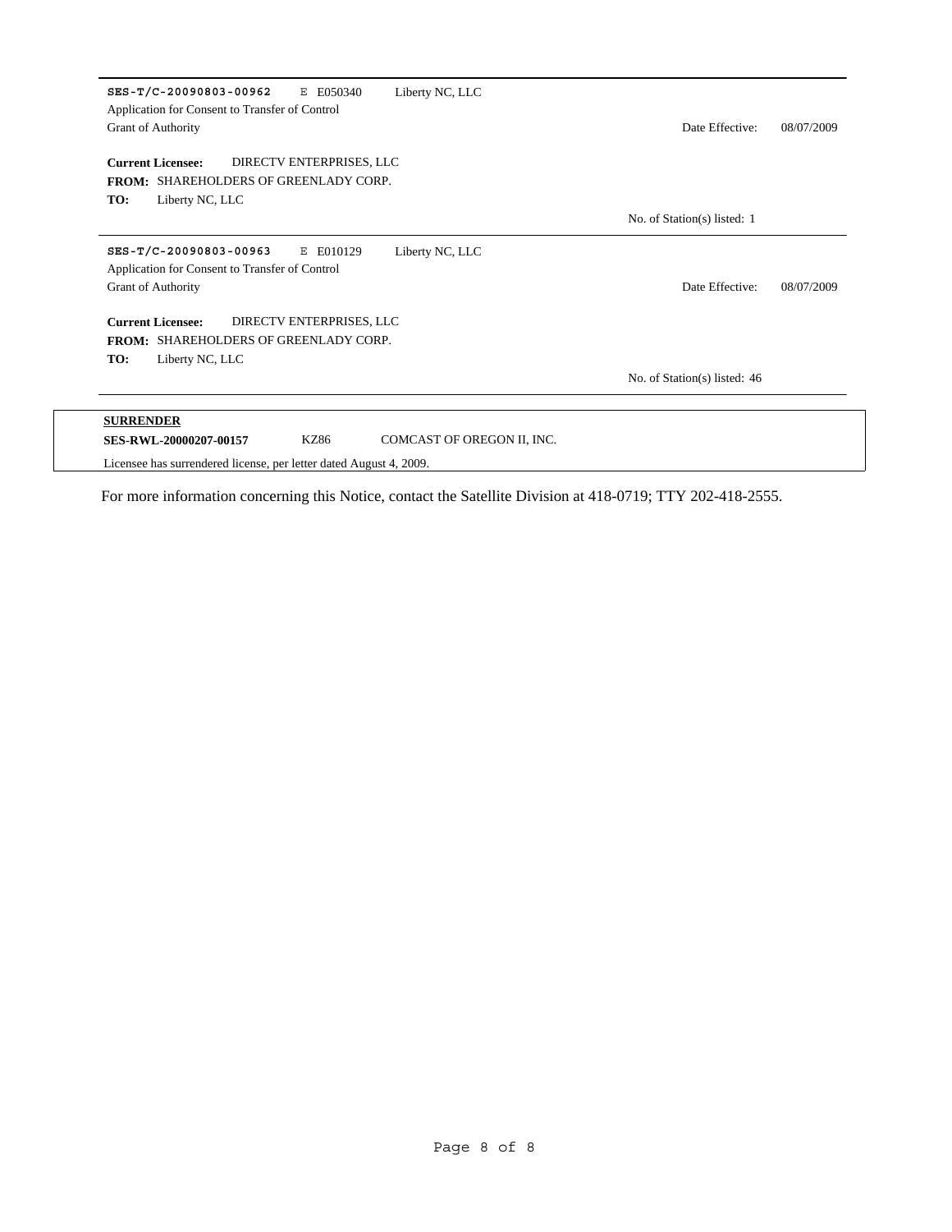**SES-T/C-20090803-00962** E E050340 Liberty NC, LLC

Application for Consent to Transfer of Control

Grant of Authority Date Effective: 08/07/2009

**Current Licensee:** DIRECTV ENTERPRISES, LLC

**FROM:** SHAREHOLDERS OF GREENLADY CORP.

**TO:** Liberty NC, LLC

No. of Station(s) listed: 1

---

**SES-T/C-20090803-00963** E E010129 Liberty NC, LLC

Application for Consent to Transfer of Control

Grant of Authority Date Effective: 08/07/2009

**Current Licensee:** DIRECTV ENTERPRISES, LLC

**FROM:** SHAREHOLDERS OF GREENLADY CORP.

**TO:** Liberty NC, LLC

No. of Station(s) listed: 46

---

**SURRENDER**

**SES-RWL-20000207-00157** KZ86 COMCAST OF OREGON II, INC.

Licensee has surrendered license, per letter dated August 4, 2009.

For more information concerning this Notice, contact the Satellite Division at 418-0719; TTY 202-418-2555.